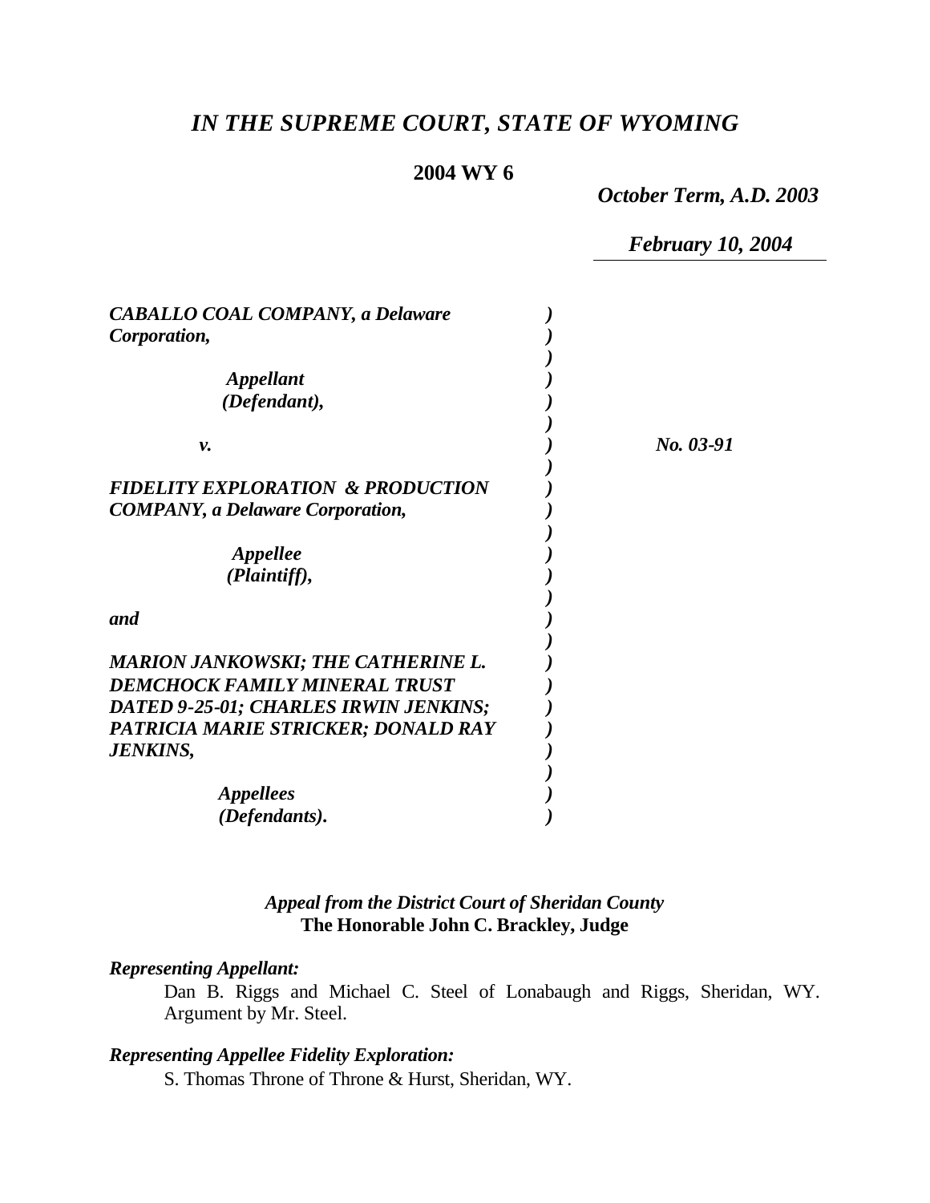# *IN THE SUPREME COURT, STATE OF WYOMING*

**2004 WY 6**

*October Term, A.D. 2003*

*February 10, 2004*

***CABALLO COAL COMPANY, a Delaware Corporation,***

***Appellant (Defendant),***

***v.***

***FIDELITY EXPLORATION & PRODUCTION COMPANY, a Delaware Corporation,***

***Appellee (Plaintiff),***

***and***

***MARION JANKOWSKI; THE CATHERINE L. DEMCHOCK FAMILY MINERAL TRUST DATED 9-25-01; CHARLES IRWIN JENKINS; PATRICIA MARIE STRICKER; DONALD RAY JENKINS,***

***Appellees (Defendants).***

*No. 03-91*

***Appeal from the District Court of Sheridan County***
**The Honorable John C. Brackley, Judge**

***Representing Appellant:***

Dan B. Riggs and Michael C. Steel of Lonabaugh and Riggs, Sheridan, WY. Argument by Mr. Steel.

***Representing Appellee Fidelity Exploration:***

S. Thomas Throne of Throne & Hurst, Sheridan, WY.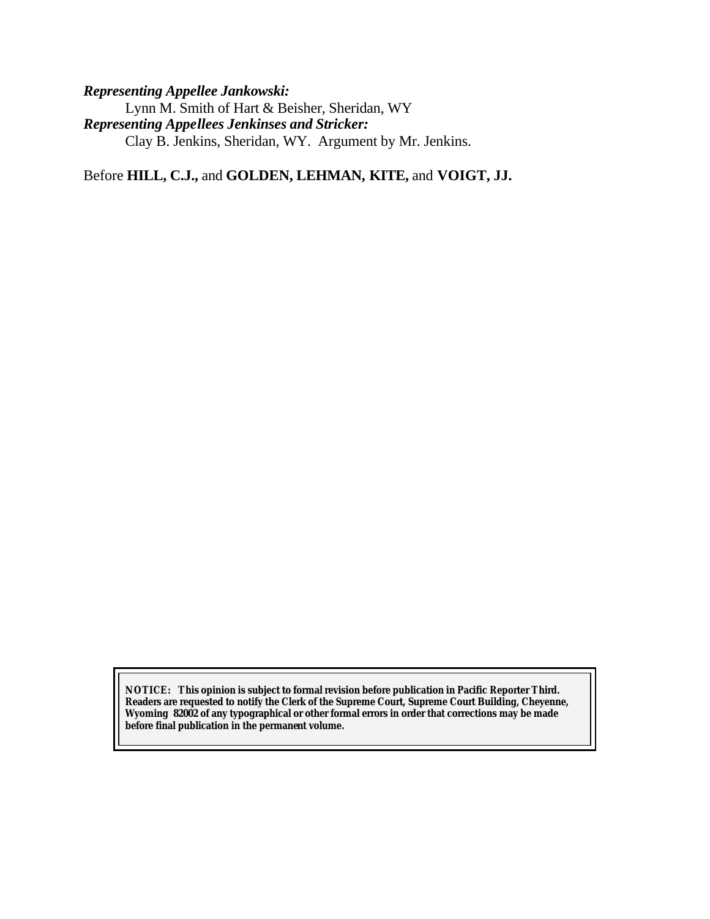***Representing Appellee Jankowski:***

Lynn M. Smith of Hart & Beisher, Sheridan, WY

***Representing Appellees Jenkinses and Stricker:***

Clay B. Jenkins, Sheridan, WY. Argument by Mr. Jenkins.

Before **HILL, C.J.,** and **GOLDEN, LEHMAN, KITE,** and **VOIGT, JJ.**

**NOTICE: This opinion is subject to formal revision before publication in Pacific Reporter Third. Readers are requested to notify the Clerk of the Supreme Court, Supreme Court Building, Cheyenne, Wyoming 82002 of any typographical or other formal errors in order that corrections may be made before final publication in the permanent volume.**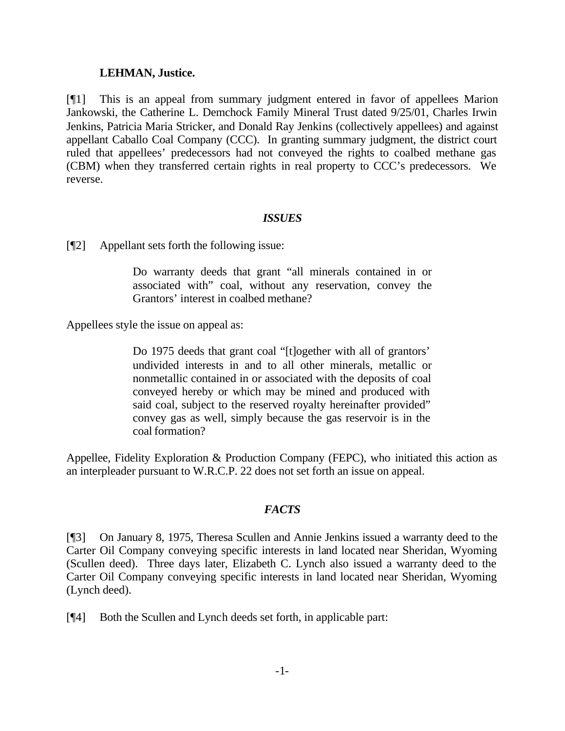**LEHMAN, Justice.**

[¶1] This is an appeal from summary judgment entered in favor of appellees Marion Jankowski, the Catherine L. Demchock Family Mineral Trust dated 9/25/01, Charles Irwin Jenkins, Patricia Maria Stricker, and Donald Ray Jenkins (collectively appellees) and against appellant Caballo Coal Company (CCC). In granting summary judgment, the district court ruled that appellees' predecessors had not conveyed the rights to coalbed methane gas (CBM) when they transferred certain rights in real property to CCC's predecessors. We reverse.

## *ISSUES*

[¶2] Appellant sets forth the following issue:

> Do warranty deeds that grant "all minerals contained in or associated with" coal, without any reservation, convey the Grantors' interest in coalbed methane?

Appellees style the issue on appeal as:

> Do 1975 deeds that grant coal "[t]ogether with all of grantors' undivided interests in and to all other minerals, metallic or nonmetallic contained in or associated with the deposits of coal conveyed hereby or which may be mined and produced with said coal, subject to the reserved royalty hereinafter provided" convey gas as well, simply because the gas reservoir is in the coal formation?

Appellee, Fidelity Exploration & Production Company (FEPC), who initiated this action as an interpleader pursuant to W.R.C.P. 22 does not set forth an issue on appeal.

## *FACTS*

[¶3] On January 8, 1975, Theresa Scullen and Annie Jenkins issued a warranty deed to the Carter Oil Company conveying specific interests in land located near Sheridan, Wyoming (Scullen deed). Three days later, Elizabeth C. Lynch also issued a warranty deed to the Carter Oil Company conveying specific interests in land located near Sheridan, Wyoming (Lynch deed).

[¶4] Both the Scullen and Lynch deeds set forth, in applicable part: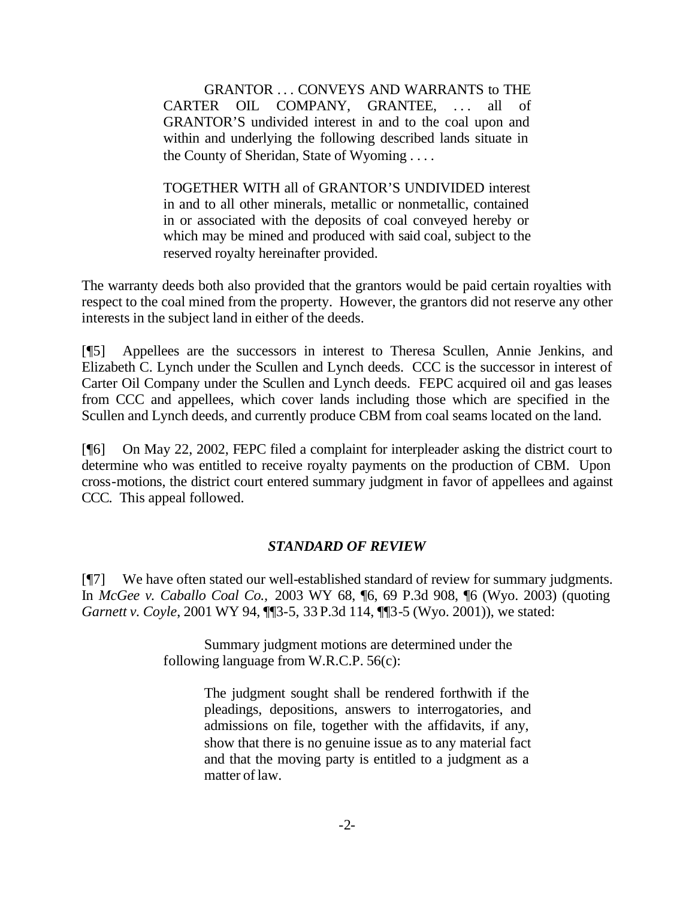> GRANTOR . . . CONVEYS AND WARRANTS to THE CARTER OIL COMPANY, GRANTEE, . . . all of GRANTOR'S undivided interest in and to the coal upon and within and underlying the following described lands situate in the County of Sheridan, State of Wyoming . . . .
>
> TOGETHER WITH all of GRANTOR'S UNDIVIDED interest in and to all other minerals, metallic or nonmetallic, contained in or associated with the deposits of coal conveyed hereby or which may be mined and produced with said coal, subject to the reserved royalty hereinafter provided.

The warranty deeds both also provided that the grantors would be paid certain royalties with respect to the coal mined from the property. However, the grantors did not reserve any other interests in the subject land in either of the deeds.

[¶5] Appellees are the successors in interest to Theresa Scullen, Annie Jenkins, and Elizabeth C. Lynch under the Scullen and Lynch deeds. CCC is the successor in interest of Carter Oil Company under the Scullen and Lynch deeds. FEPC acquired oil and gas leases from CCC and appellees, which cover lands including those which are specified in the Scullen and Lynch deeds, and currently produce CBM from coal seams located on the land.

[¶6] On May 22, 2002, FEPC filed a complaint for interpleader asking the district court to determine who was entitled to receive royalty payments on the production of CBM. Upon cross-motions, the district court entered summary judgment in favor of appellees and against CCC. This appeal followed.

### *STANDARD OF REVIEW*

[¶7] We have often stated our well-established standard of review for summary judgments. In *McGee v. Caballo Coal Co.,* 2003 WY 68, ¶6, 69 P.3d 908, ¶6 (Wyo. 2003) (quoting *Garnett v. Coyle*, 2001 WY 94, ¶¶3-5, 33 P.3d 114, ¶¶3-5 (Wyo. 2001)), we stated:

> Summary judgment motions are determined under the following language from W.R.C.P. 56(c):
>
> > The judgment sought shall be rendered forthwith if the pleadings, depositions, answers to interrogatories, and admissions on file, together with the affidavits, if any, show that there is no genuine issue as to any material fact and that the moving party is entitled to a judgment as a matter of law.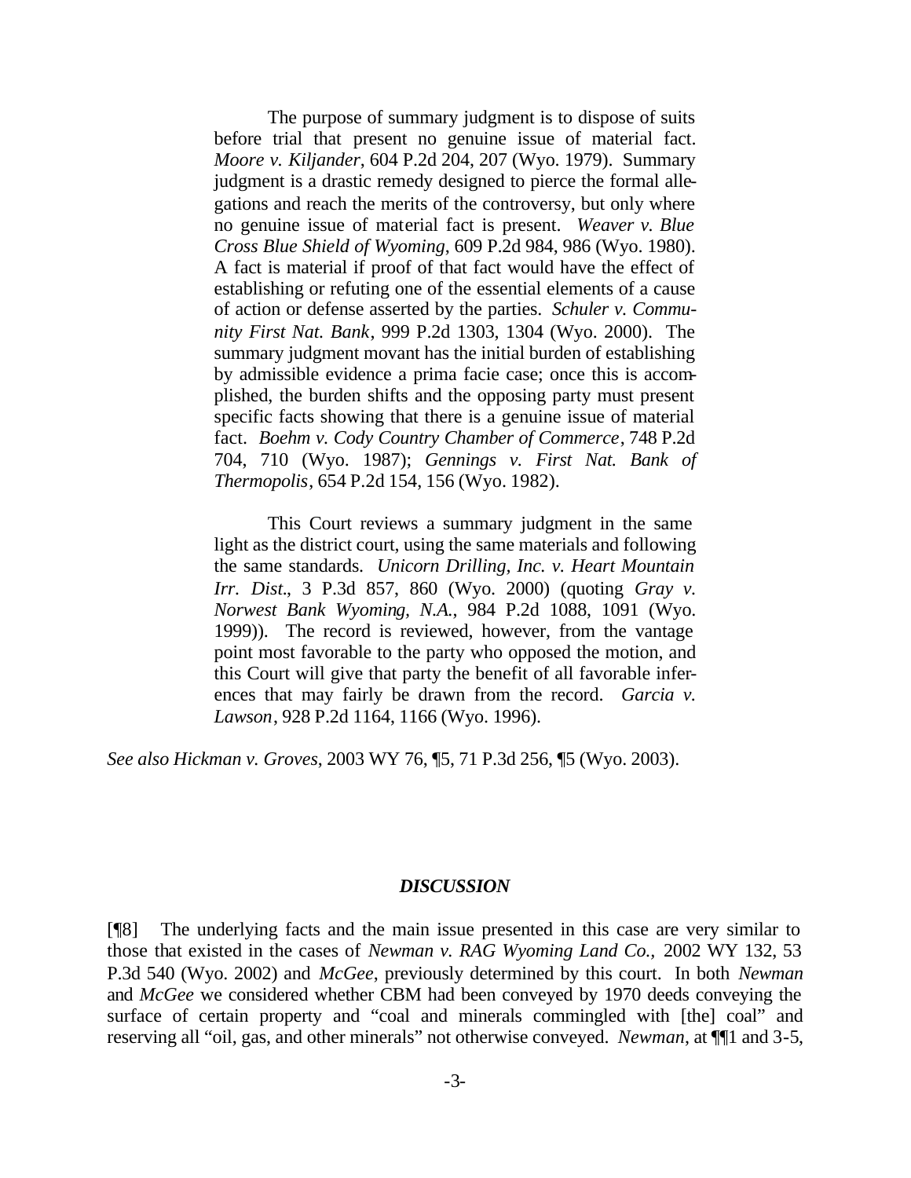> The purpose of summary judgment is to dispose of suits before trial that present no genuine issue of material fact. *Moore v. Kiljander*, 604 P.2d 204, 207 (Wyo. 1979). Summary judgment is a drastic remedy designed to pierce the formal allegations and reach the merits of the controversy, but only where no genuine issue of material fact is present. *Weaver v. Blue Cross Blue Shield of Wyoming*, 609 P.2d 984, 986 (Wyo. 1980). A fact is material if proof of that fact would have the effect of establishing or refuting one of the essential elements of a cause of action or defense asserted by the parties. *Schuler v. Community First Nat. Bank*, 999 P.2d 1303, 1304 (Wyo. 2000). The summary judgment movant has the initial burden of establishing by admissible evidence a prima facie case; once this is accomplished, the burden shifts and the opposing party must present specific facts showing that there is a genuine issue of material fact. *Boehm v. Cody Country Chamber of Commerce*, 748 P.2d 704, 710 (Wyo. 1987); *Gennings v. First Nat. Bank of Thermopolis*, 654 P.2d 154, 156 (Wyo. 1982).
>
> This Court reviews a summary judgment in the same light as the district court, using the same materials and following the same standards. *Unicorn Drilling, Inc. v. Heart Mountain Irr. Dist.*, 3 P.3d 857, 860 (Wyo. 2000) (quoting *Gray v. Norwest Bank Wyoming, N.A.*, 984 P.2d 1088, 1091 (Wyo. 1999)). The record is reviewed, however, from the vantage point most favorable to the party who opposed the motion, and this Court will give that party the benefit of all favorable inferences that may fairly be drawn from the record. *Garcia v. Lawson*, 928 P.2d 1164, 1166 (Wyo. 1996).

*See also Hickman v. Groves*, 2003 WY 76, ¶5, 71 P.3d 256, ¶5 (Wyo. 2003).

## *DISCUSSION*

[¶8] The underlying facts and the main issue presented in this case are very similar to those that existed in the cases of *Newman v. RAG Wyoming Land Co.*, 2002 WY 132, 53 P.3d 540 (Wyo. 2002) and *McGee*, previously determined by this court. In both *Newman* and *McGee* we considered whether CBM had been conveyed by 1970 deeds conveying the surface of certain property and "coal and minerals commingled with [the] coal" and reserving all "oil, gas, and other minerals" not otherwise conveyed. *Newman*, at ¶¶1 and 3-5,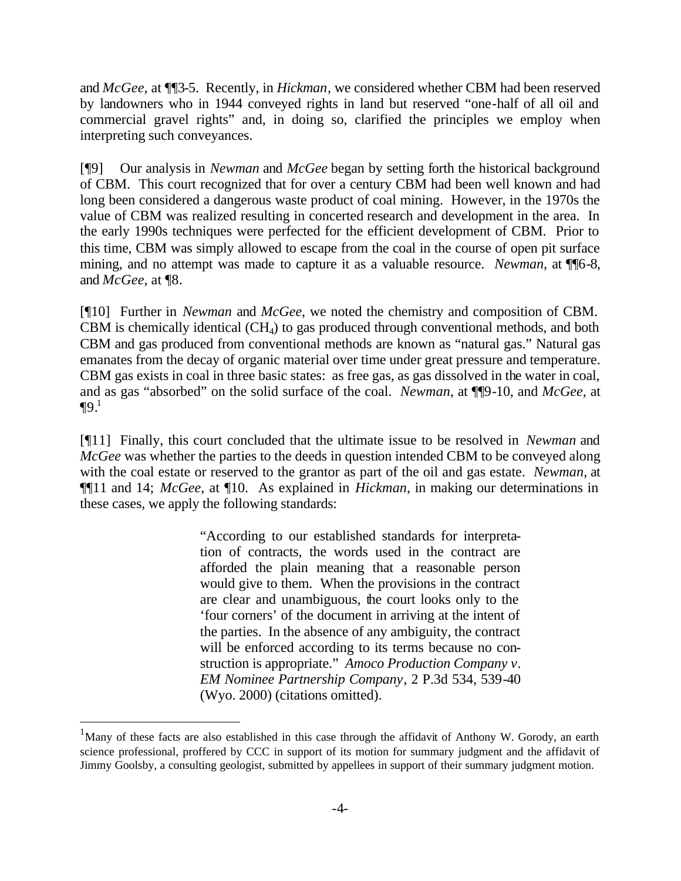and *McGee*, at ¶¶3-5. Recently, in *Hickman*, we considered whether CBM had been reserved by landowners who in 1944 conveyed rights in land but reserved "one-half of all oil and commercial gravel rights" and, in doing so, clarified the principles we employ when interpreting such conveyances.

[¶9] Our analysis in *Newman* and *McGee* began by setting forth the historical background of CBM. This court recognized that for over a century CBM had been well known and had long been considered a dangerous waste product of coal mining. However, in the 1970s the value of CBM was realized resulting in concerted research and development in the area. In the early 1990s techniques were perfected for the efficient development of CBM. Prior to this time, CBM was simply allowed to escape from the coal in the course of open pit surface mining, and no attempt was made to capture it as a valuable resource. *Newman*, at ¶¶6-8, and *McGee*, at ¶8.

[¶10] Further in *Newman* and *McGee*, we noted the chemistry and composition of CBM. CBM is chemically identical ($CH_4$) to gas produced through conventional methods, and both CBM and gas produced from conventional methods are known as "natural gas." Natural gas emanates from the decay of organic material over time under great pressure and temperature. CBM gas exists in coal in three basic states: as free gas, as gas dissolved in the water in coal, and as gas "absorbed" on the solid surface of the coal. *Newman*, at ¶¶9-10, and *McGee*, at ¶9.[1]

[¶11] Finally, this court concluded that the ultimate issue to be resolved in *Newman* and *McGee* was whether the parties to the deeds in question intended CBM to be conveyed along with the coal estate or reserved to the grantor as part of the oil and gas estate. *Newman*, at ¶¶11 and 14; *McGee*, at ¶10. As explained in *Hickman*, in making our determinations in these cases, we apply the following standards:

> "According to our established standards for interpretation of contracts, the words used in the contract are afforded the plain meaning that a reasonable person would give to them. When the provisions in the contract are clear and unambiguous, the court looks only to the 'four corners' of the document in arriving at the intent of the parties. In the absence of any ambiguity, the contract will be enforced according to its terms because no construction is appropriate." *Amoco Production Company v. EM Nominee Partnership Company*, 2 P.3d 534, 539-40 (Wyo. 2000) (citations omitted).

---

[1] Many of these facts are also established in this case through the affidavit of Anthony W. Gorody, an earth science professional, proffered by CCC in support of its motion for summary judgment and the affidavit of Jimmy Goolsby, a consulting geologist, submitted by appellees in support of their summary judgment motion.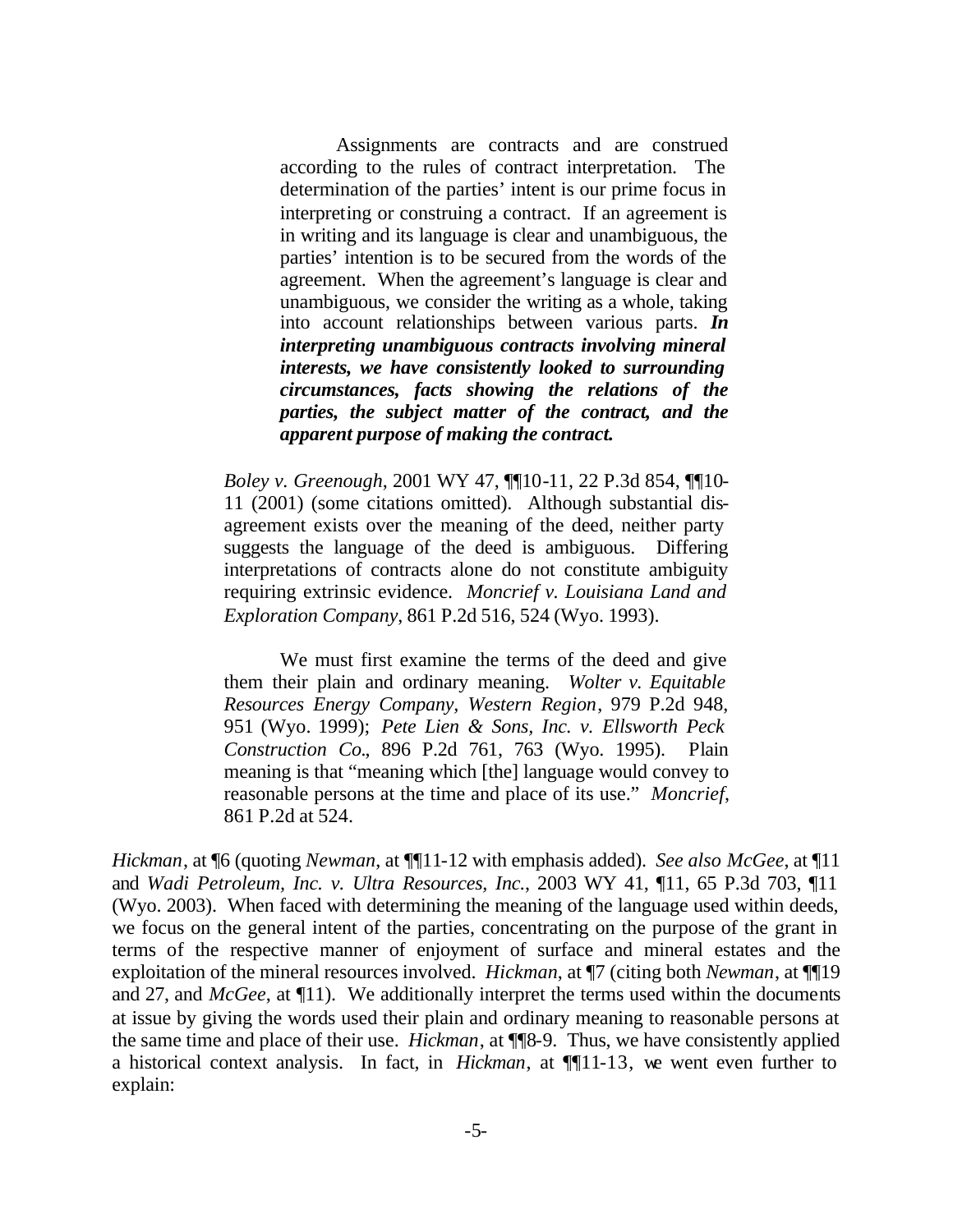> Assignments are contracts and are construed according to the rules of contract interpretation. The determination of the parties' intent is our prime focus in interpreting or construing a contract. If an agreement is in writing and its language is clear and unambiguous, the parties' intention is to be secured from the words of the agreement. When the agreement's language is clear and unambiguous, we consider the writing as a whole, taking into account relationships between various parts. ***In interpreting unambiguous contracts involving mineral interests, we have consistently looked to surrounding circumstances, facts showing the relations of the parties, the subject matter of the contract, and the apparent purpose of making the contract.***
>
> *Boley v. Greenough*, 2001 WY 47, ¶¶10-11, 22 P.3d 854, ¶¶10-11 (2001) (some citations omitted). Although substantial disagreement exists over the meaning of the deed, neither party suggests the language of the deed is ambiguous. Differing interpretations of contracts alone do not constitute ambiguity requiring extrinsic evidence. *Moncrief v. Louisiana Land and Exploration Company*, 861 P.2d 516, 524 (Wyo. 1993).
>
> We must first examine the terms of the deed and give them their plain and ordinary meaning. *Wolter v. Equitable Resources Energy Company, Western Region*, 979 P.2d 948, 951 (Wyo. 1999); *Pete Lien & Sons, Inc. v. Ellsworth Peck Construction Co.*, 896 P.2d 761, 763 (Wyo. 1995). Plain meaning is that "meaning which [the] language would convey to reasonable persons at the time and place of its use." *Moncrief*, 861 P.2d at 524.

*Hickman*, at ¶6 (quoting *Newman*, at ¶¶11-12 with emphasis added). *See also McGee*, at ¶11 and *Wadi Petroleum, Inc. v. Ultra Resources, Inc.*, 2003 WY 41, ¶11, 65 P.3d 703, ¶11 (Wyo. 2003). When faced with determining the meaning of the language used within deeds, we focus on the general intent of the parties, concentrating on the purpose of the grant in terms of the respective manner of enjoyment of surface and mineral estates and the exploitation of the mineral resources involved. *Hickman*, at ¶7 (citing both *Newman*, at ¶¶19 and 27, and *McGee*, at ¶11). We additionally interpret the terms used within the documents at issue by giving the words used their plain and ordinary meaning to reasonable persons at the same time and place of their use. *Hickman*, at ¶¶8-9. Thus, we have consistently applied a historical context analysis. In fact, in *Hickman*, at ¶¶11-13, we went even further to explain: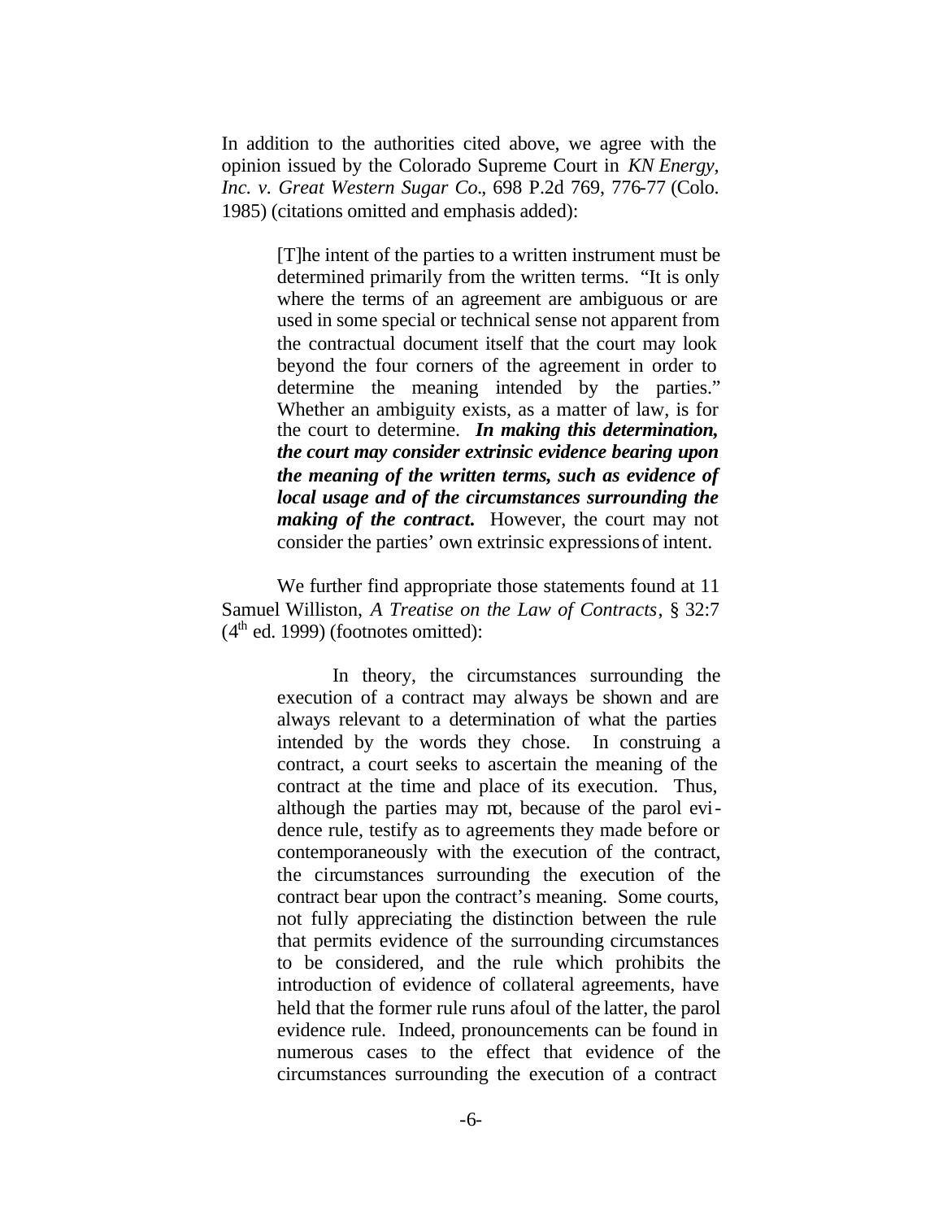In addition to the authorities cited above, we agree with the opinion issued by the Colorado Supreme Court in *KN Energy, Inc. v. Great Western Sugar Co.*, 698 P.2d 769, 776-77 (Colo. 1985) (citations omitted and emphasis added):

> [T]he intent of the parties to a written instrument must be determined primarily from the written terms. "It is only where the terms of an agreement are ambiguous or are used in some special or technical sense not apparent from the contractual document itself that the court may look beyond the four corners of the agreement in order to determine the meaning intended by the parties." Whether an ambiguity exists, as a matter of law, is for the court to determine. ***In making this determination, the court may consider extrinsic evidence bearing upon the meaning of the written terms, such as evidence of local usage and of the circumstances surrounding the making of the contract.*** However, the court may not consider the parties' own extrinsic expressions of intent.

We further find appropriate those statements found at 11 Samuel Williston, *A Treatise on the Law of Contracts*, § 32:7 (4th ed. 1999) (footnotes omitted):

> In theory, the circumstances surrounding the execution of a contract may always be shown and are always relevant to a determination of what the parties intended by the words they chose. In construing a contract, a court seeks to ascertain the meaning of the contract at the time and place of its execution. Thus, although the parties may not, because of the parol evidence rule, testify as to agreements they made before or contemporaneously with the execution of the contract, the circumstances surrounding the execution of the contract bear upon the contract's meaning. Some courts, not fully appreciating the distinction between the rule that permits evidence of the surrounding circumstances to be considered, and the rule which prohibits the introduction of evidence of collateral agreements, have held that the former rule runs afoul of the latter, the parol evidence rule. Indeed, pronouncements can be found in numerous cases to the effect that evidence of the circumstances surrounding the execution of a contract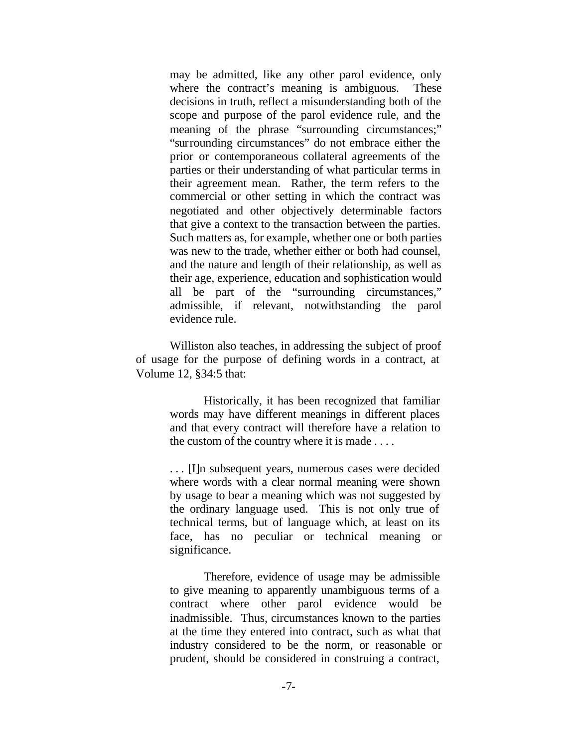> may be admitted, like any other parol evidence, only where the contract's meaning is ambiguous. These decisions in truth, reflect a misunderstanding both of the scope and purpose of the parol evidence rule, and the meaning of the phrase "surrounding circumstances;" "surrounding circumstances" do not embrace either the prior or contemporaneous collateral agreements of the parties or their understanding of what particular terms in their agreement mean. Rather, the term refers to the commercial or other setting in which the contract was negotiated and other objectively determinable factors that give a context to the transaction between the parties. Such matters as, for example, whether one or both parties was new to the trade, whether either or both had counsel, and the nature and length of their relationship, as well as their age, experience, education and sophistication would all be part of the "surrounding circumstances," admissible, if relevant, notwithstanding the parol evidence rule.

Williston also teaches, in addressing the subject of proof of usage for the purpose of defining words in a contract, at Volume 12, §34:5 that:

> Historically, it has been recognized that familiar words may have different meanings in different places and that every contract will therefore have a relation to the custom of the country where it is made . . . .
>
> . . . [I]n subsequent years, numerous cases were decided where words with a clear normal meaning were shown by usage to bear a meaning which was not suggested by the ordinary language used. This is not only true of technical terms, but of language which, at least on its face, has no peculiar or technical meaning or significance.
>
> Therefore, evidence of usage may be admissible to give meaning to apparently unambiguous terms of a contract where other parol evidence would be inadmissible. Thus, circumstances known to the parties at the time they entered into contract, such as what that industry considered to be the norm, or reasonable or prudent, should be considered in construing a contract,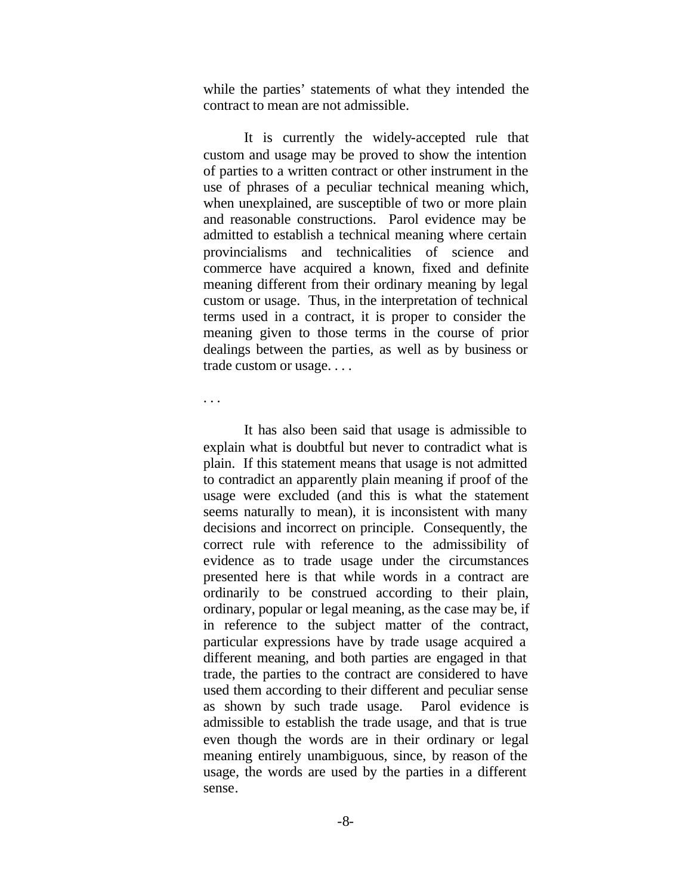while the parties' statements of what they intended the contract to mean are not admissible.

It is currently the widely-accepted rule that custom and usage may be proved to show the intention of parties to a written contract or other instrument in the use of phrases of a peculiar technical meaning which, when unexplained, are susceptible of two or more plain and reasonable constructions. Parol evidence may be admitted to establish a technical meaning where certain provincialisms and technicalities of science and commerce have acquired a known, fixed and definite meaning different from their ordinary meaning by legal custom or usage. Thus, in the interpretation of technical terms used in a contract, it is proper to consider the meaning given to those terms in the course of prior dealings between the parties, as well as by business or trade custom or usage. . . .

. . .

It has also been said that usage is admissible to explain what is doubtful but never to contradict what is plain. If this statement means that usage is not admitted to contradict an apparently plain meaning if proof of the usage were excluded (and this is what the statement seems naturally to mean), it is inconsistent with many decisions and incorrect on principle. Consequently, the correct rule with reference to the admissibility of evidence as to trade usage under the circumstances presented here is that while words in a contract are ordinarily to be construed according to their plain, ordinary, popular or legal meaning, as the case may be, if in reference to the subject matter of the contract, particular expressions have by trade usage acquired a different meaning, and both parties are engaged in that trade, the parties to the contract are considered to have used them according to their different and peculiar sense as shown by such trade usage. Parol evidence is admissible to establish the trade usage, and that is true even though the words are in their ordinary or legal meaning entirely unambiguous, since, by reason of the usage, the words are used by the parties in a different sense.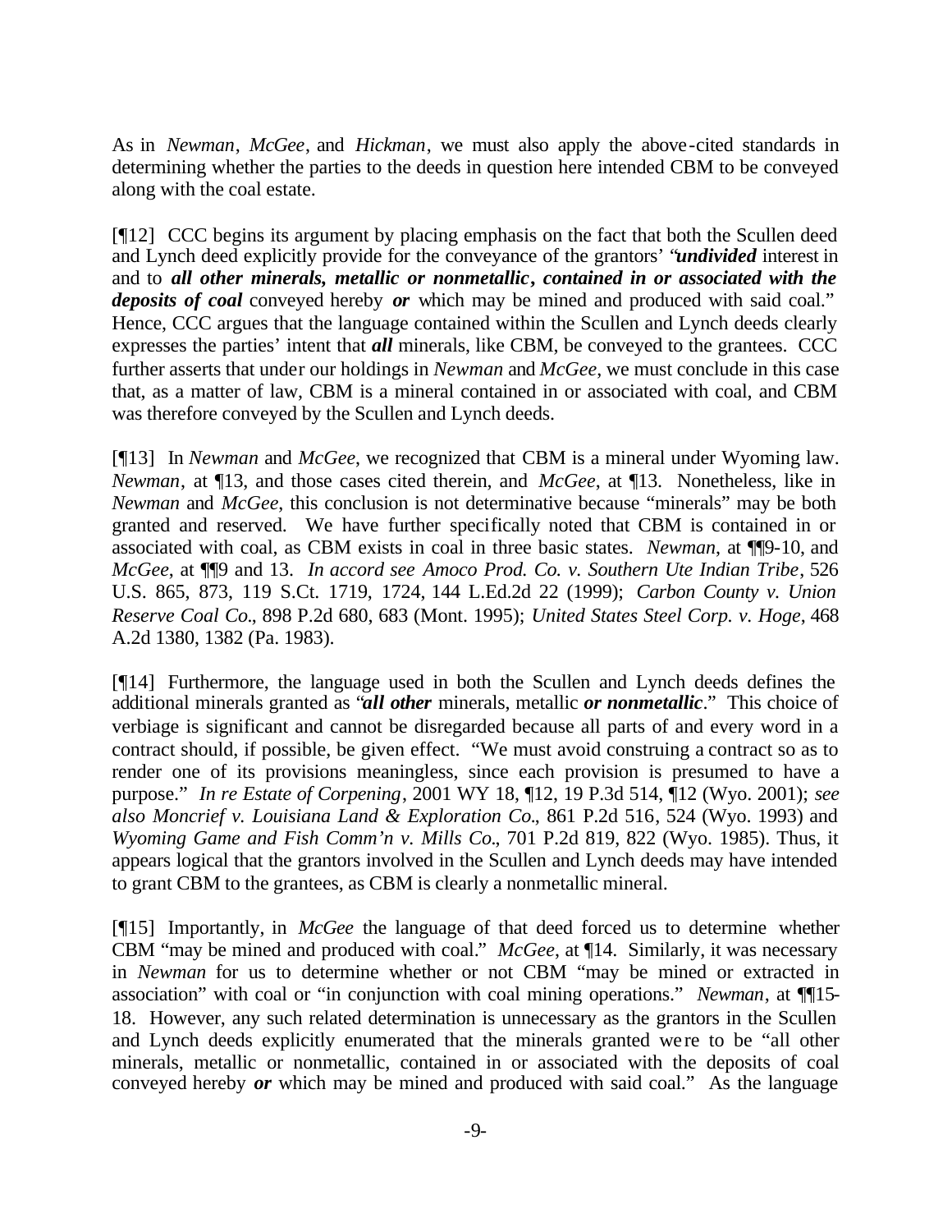As in *Newman*, *McGee*, and *Hickman*, we must also apply the above-cited standards in determining whether the parties to the deeds in question here intended CBM to be conveyed along with the coal estate.

[¶12] CCC begins its argument by placing emphasis on the fact that both the Scullen deed and Lynch deed explicitly provide for the conveyance of the grantors' "***undivided*** interest in and to ***all other minerals, metallic or nonmetallic, contained in or associated with the deposits of coal*** conveyed hereby ***or*** which may be mined and produced with said coal." Hence, CCC argues that the language contained within the Scullen and Lynch deeds clearly expresses the parties' intent that ***all*** minerals, like CBM, be conveyed to the grantees. CCC further asserts that under our holdings in *Newman* and *McGee*, we must conclude in this case that, as a matter of law, CBM is a mineral contained in or associated with coal, and CBM was therefore conveyed by the Scullen and Lynch deeds.

[¶13] In *Newman* and *McGee*, we recognized that CBM is a mineral under Wyoming law. *Newman*, at ¶13, and those cases cited therein, and *McGee*, at ¶13. Nonetheless, like in *Newman* and *McGee*, this conclusion is not determinative because "minerals" may be both granted and reserved. We have further specifically noted that CBM is contained in or associated with coal, as CBM exists in coal in three basic states. *Newman*, at ¶¶9-10, and *McGee*, at ¶¶9 and 13. *In accord see Amoco Prod. Co. v. Southern Ute Indian Tribe*, 526 U.S. 865, 873, 119 S.Ct. 1719, 1724, 144 L.Ed.2d 22 (1999); *Carbon County v. Union Reserve Coal Co.*, 898 P.2d 680, 683 (Mont. 1995); *United States Steel Corp. v. Hoge*, 468 A.2d 1380, 1382 (Pa. 1983).

[¶14] Furthermore, the language used in both the Scullen and Lynch deeds defines the additional minerals granted as "***all other*** minerals, metallic ***or nonmetallic***." This choice of verbiage is significant and cannot be disregarded because all parts of and every word in a contract should, if possible, be given effect. "We must avoid construing a contract so as to render one of its provisions meaningless, since each provision is presumed to have a purpose." *In re Estate of Corpening*, 2001 WY 18, ¶12, 19 P.3d 514, ¶12 (Wyo. 2001); *see also Moncrief v. Louisiana Land & Exploration Co.*, 861 P.2d 516, 524 (Wyo. 1993) and *Wyoming Game and Fish Comm'n v. Mills Co.*, 701 P.2d 819, 822 (Wyo. 1985). Thus, it appears logical that the grantors involved in the Scullen and Lynch deeds may have intended to grant CBM to the grantees, as CBM is clearly a nonmetallic mineral.

[¶15] Importantly, in *McGee* the language of that deed forced us to determine whether CBM "may be mined and produced with coal." *McGee*, at ¶14. Similarly, it was necessary in *Newman* for us to determine whether or not CBM "may be mined or extracted in association" with coal or "in conjunction with coal mining operations." *Newman*, at ¶¶15-18. However, any such related determination is unnecessary as the grantors in the Scullen and Lynch deeds explicitly enumerated that the minerals granted were to be "all other minerals, metallic or nonmetallic, contained in or associated with the deposits of coal conveyed hereby ***or*** which may be mined and produced with said coal." As the language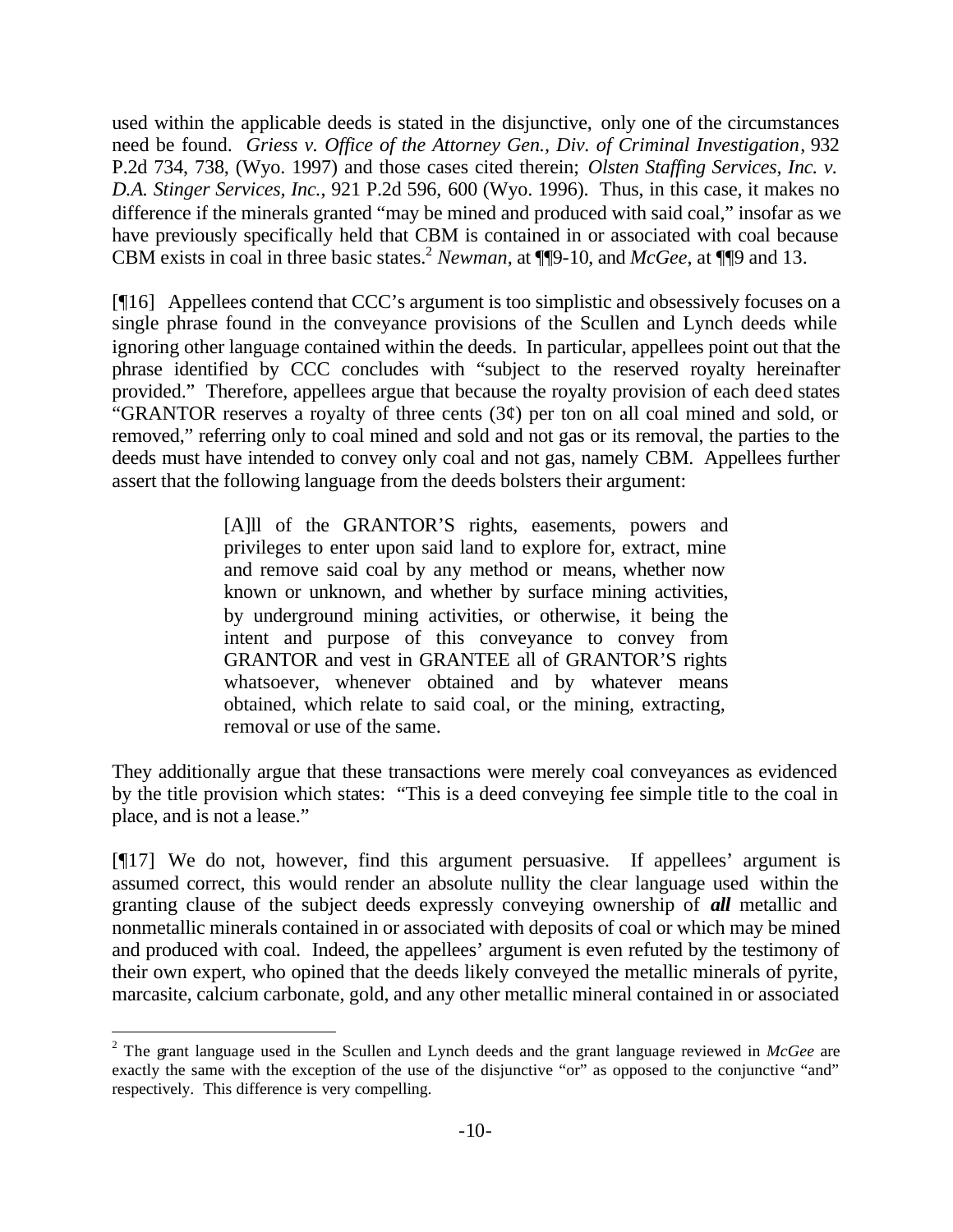used within the applicable deeds is stated in the disjunctive, only one of the circumstances need be found. *Griess v. Office of the Attorney Gen., Div. of Criminal Investigation*, 932 P.2d 734, 738, (Wyo. 1997) and those cases cited therein; *Olsten Staffing Services, Inc. v. D.A. Stinger Services, Inc.*, 921 P.2d 596, 600 (Wyo. 1996). Thus, in this case, it makes no difference if the minerals granted "may be mined and produced with said coal," insofar as we have previously specifically held that CBM is contained in or associated with coal because CBM exists in coal in three basic states.[2] *Newman*, at ¶¶9-10, and *McGee*, at ¶¶9 and 13.

[¶16] Appellees contend that CCC's argument is too simplistic and obsessively focuses on a single phrase found in the conveyance provisions of the Scullen and Lynch deeds while ignoring other language contained within the deeds. In particular, appellees point out that the phrase identified by CCC concludes with "subject to the reserved royalty hereinafter provided." Therefore, appellees argue that because the royalty provision of each deed states "GRANTOR reserves a royalty of three cents (3¢) per ton on all coal mined and sold, or removed," referring only to coal mined and sold and not gas or its removal, the parties to the deeds must have intended to convey only coal and not gas, namely CBM. Appellees further assert that the following language from the deeds bolsters their argument:

> [A]ll of the GRANTOR'S rights, easements, powers and privileges to enter upon said land to explore for, extract, mine and remove said coal by any method or means, whether now known or unknown, and whether by surface mining activities, by underground mining activities, or otherwise, it being the intent and purpose of this conveyance to convey from GRANTOR and vest in GRANTEE all of GRANTOR'S rights whatsoever, whenever obtained and by whatever means obtained, which relate to said coal, or the mining, extracting, removal or use of the same.

They additionally argue that these transactions were merely coal conveyances as evidenced by the title provision which states: "This is a deed conveying fee simple title to the coal in place, and is not a lease."

[¶17] We do not, however, find this argument persuasive. If appellees' argument is assumed correct, this would render an absolute nullity the clear language used within the granting clause of the subject deeds expressly conveying ownership of ***all*** metallic and nonmetallic minerals contained in or associated with deposits of coal or which may be mined and produced with coal. Indeed, the appellees' argument is even refuted by the testimony of their own expert, who opined that the deeds likely conveyed the metallic minerals of pyrite, marcasite, calcium carbonate, gold, and any other metallic mineral contained in or associated

---

[2] The grant language used in the Scullen and Lynch deeds and the grant language reviewed in *McGee* are exactly the same with the exception of the use of the disjunctive "or" as opposed to the conjunctive "and" respectively. This difference is very compelling.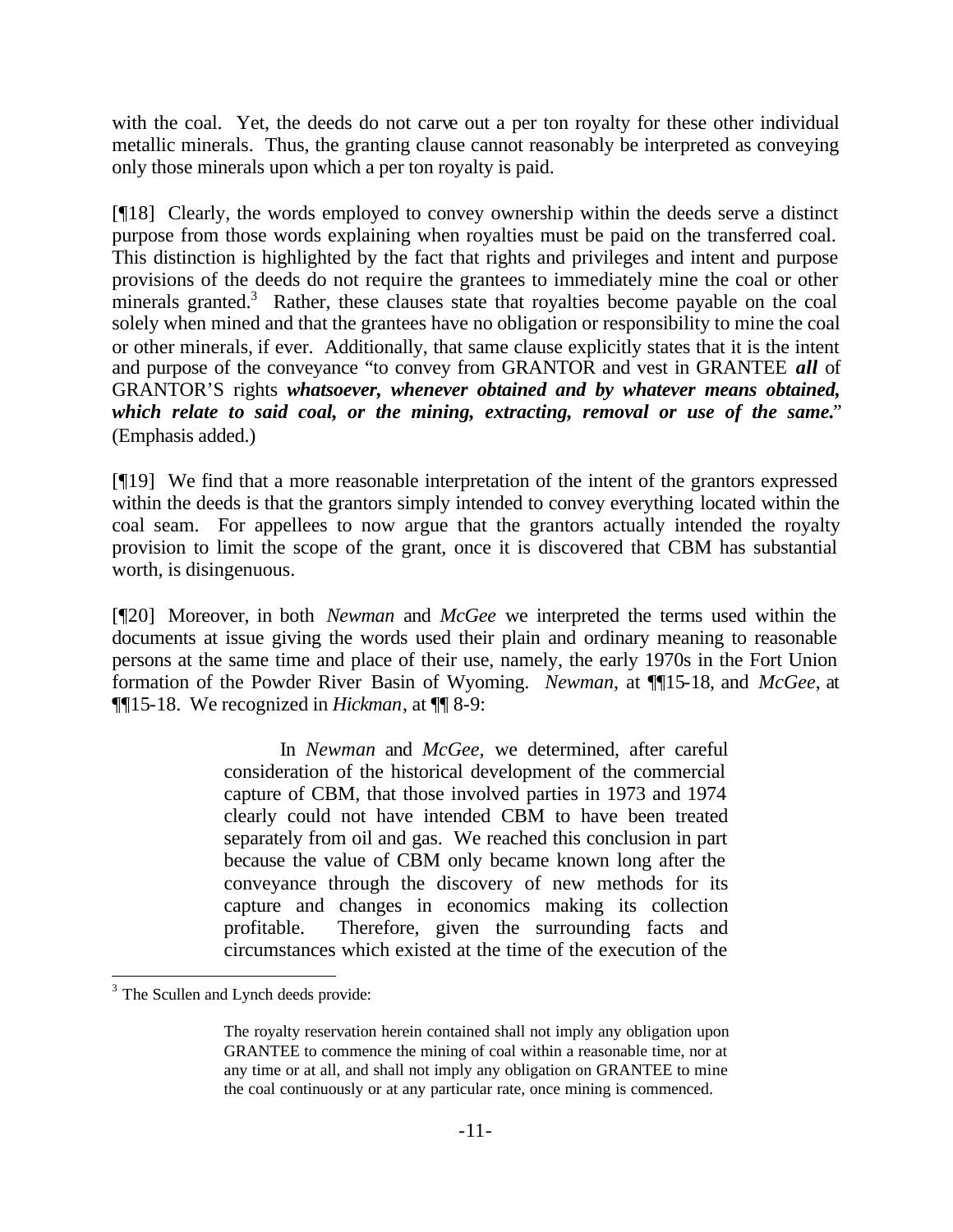with the coal. Yet, the deeds do not carve out a per ton royalty for these other individual metallic minerals. Thus, the granting clause cannot reasonably be interpreted as conveying only those minerals upon which a per ton royalty is paid.

[¶18] Clearly, the words employed to convey ownership within the deeds serve a distinct purpose from those words explaining when royalties must be paid on the transferred coal. This distinction is highlighted by the fact that rights and privileges and intent and purpose provisions of the deeds do not require the grantees to immediately mine the coal or other minerals granted.[3] Rather, these clauses state that royalties become payable on the coal solely when mined and that the grantees have no obligation or responsibility to mine the coal or other minerals, if ever. Additionally, that same clause explicitly states that it is the intent and purpose of the conveyance "to convey from GRANTOR and vest in GRANTEE ***all*** of GRANTOR'S rights ***whatsoever, whenever obtained and by whatever means obtained, which relate to said coal, or the mining, extracting, removal or use of the same.***" (Emphasis added.)

[¶19] We find that a more reasonable interpretation of the intent of the grantors expressed within the deeds is that the grantors simply intended to convey everything located within the coal seam. For appellees to now argue that the grantors actually intended the royalty provision to limit the scope of the grant, once it is discovered that CBM has substantial worth, is disingenuous.

[¶20] Moreover, in both *Newman* and *McGee* we interpreted the terms used within the documents at issue giving the words used their plain and ordinary meaning to reasonable persons at the same time and place of their use, namely, the early 1970s in the Fort Union formation of the Powder River Basin of Wyoming. *Newman*, at ¶¶15-18, and *McGee*, at ¶¶15-18. We recognized in *Hickman*, at ¶¶ 8-9:

> In *Newman* and *McGee*, we determined, after careful consideration of the historical development of the commercial capture of CBM, that those involved parties in 1973 and 1974 clearly could not have intended CBM to have been treated separately from oil and gas. We reached this conclusion in part because the value of CBM only became known long after the conveyance through the discovery of new methods for its capture and changes in economics making its collection profitable. Therefore, given the surrounding facts and circumstances which existed at the time of the execution of the

---

[3] The Scullen and Lynch deeds provide:

> The royalty reservation herein contained shall not imply any obligation upon GRANTEE to commence the mining of coal within a reasonable time, nor at any time or at all, and shall not imply any obligation on GRANTEE to mine the coal continuously or at any particular rate, once mining is commenced.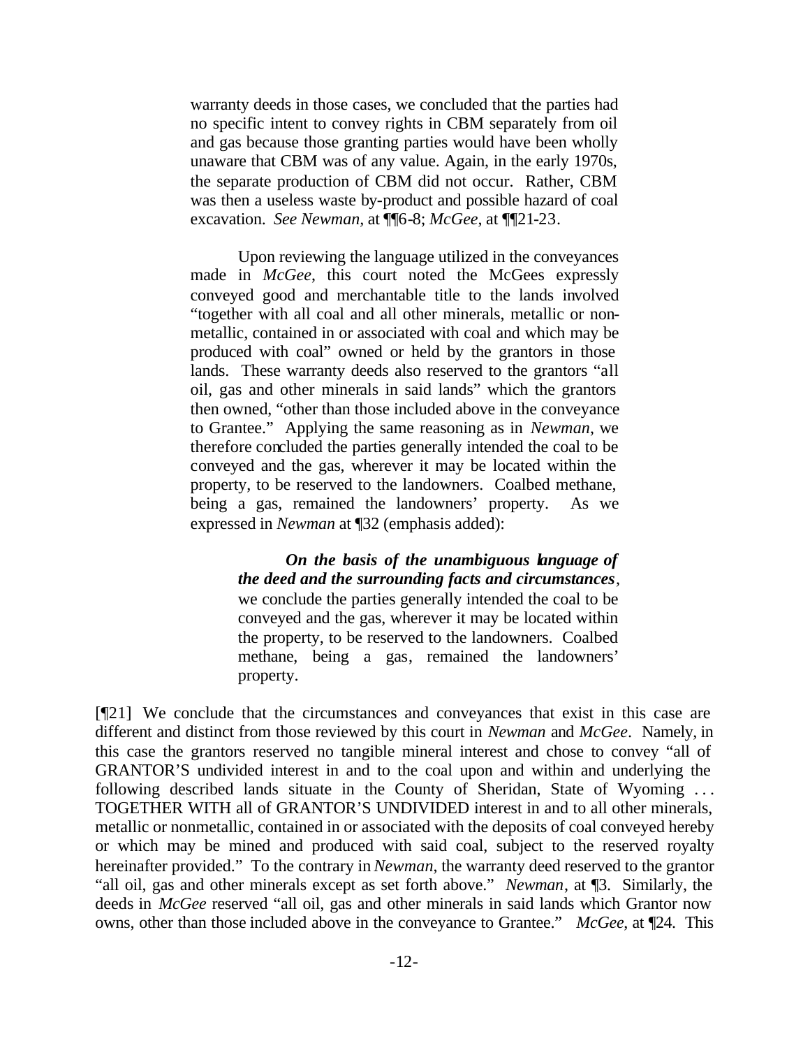> warranty deeds in those cases, we concluded that the parties had no specific intent to convey rights in CBM separately from oil and gas because those granting parties would have been wholly unaware that CBM was of any value. Again, in the early 1970s, the separate production of CBM did not occur. Rather, CBM was then a useless waste by-product and possible hazard of coal excavation. *See Newman*, at ¶¶6-8; *McGee*, at ¶¶21-23.
>
> Upon reviewing the language utilized in the conveyances made in *McGee*, this court noted the McGees expressly conveyed good and merchantable title to the lands involved "together with all coal and all other minerals, metallic or non-metallic, contained in or associated with coal and which may be produced with coal" owned or held by the grantors in those lands. These warranty deeds also reserved to the grantors "all oil, gas and other minerals in said lands" which the grantors then owned, "other than those included above in the conveyance to Grantee." Applying the same reasoning as in *Newman*, we therefore concluded the parties generally intended the coal to be conveyed and the gas, wherever it may be located within the property, to be reserved to the landowners. Coalbed methane, being a gas, remained the landowners' property. As we expressed in *Newman* at ¶32 (emphasis added):
>
> > ***On the basis of the unambiguous language of the deed and the surrounding facts and circumstances***, we conclude the parties generally intended the coal to be conveyed and the gas, wherever it may be located within the property, to be reserved to the landowners. Coalbed methane, being a gas, remained the landowners' property.

[¶21] We conclude that the circumstances and conveyances that exist in this case are different and distinct from those reviewed by this court in *Newman* and *McGee*. Namely, in this case the grantors reserved no tangible mineral interest and chose to convey "all of GRANTOR'S undivided interest in and to the coal upon and within and underlying the following described lands situate in the County of Sheridan, State of Wyoming . . . TOGETHER WITH all of GRANTOR'S UNDIVIDED interest in and to all other minerals, metallic or nonmetallic, contained in or associated with the deposits of coal conveyed hereby or which may be mined and produced with said coal, subject to the reserved royalty hereinafter provided." To the contrary in *Newman*, the warranty deed reserved to the grantor "all oil, gas and other minerals except as set forth above." *Newman*, at ¶3. Similarly, the deeds in *McGee* reserved "all oil, gas and other minerals in said lands which Grantor now owns, other than those included above in the conveyance to Grantee." *McGee*, at ¶24. This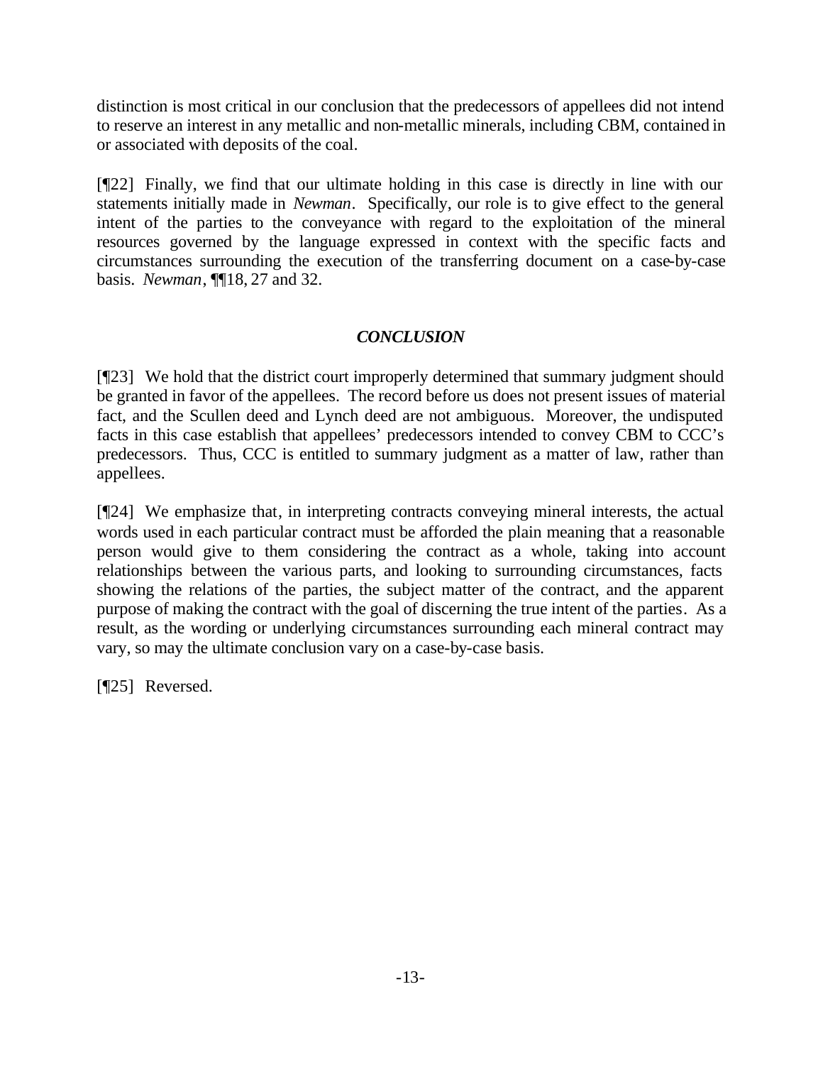distinction is most critical in our conclusion that the predecessors of appellees did not intend to reserve an interest in any metallic and non-metallic minerals, including CBM, contained in or associated with deposits of the coal.

[¶22] Finally, we find that our ultimate holding in this case is directly in line with our statements initially made in *Newman*. Specifically, our role is to give effect to the general intent of the parties to the conveyance with regard to the exploitation of the mineral resources governed by the language expressed in context with the specific facts and circumstances surrounding the execution of the transferring document on a case-by-case basis. *Newman*, ¶¶18, 27 and 32.

## *CONCLUSION*

[¶23] We hold that the district court improperly determined that summary judgment should be granted in favor of the appellees. The record before us does not present issues of material fact, and the Scullen deed and Lynch deed are not ambiguous. Moreover, the undisputed facts in this case establish that appellees' predecessors intended to convey CBM to CCC's predecessors. Thus, CCC is entitled to summary judgment as a matter of law, rather than appellees.

[¶24] We emphasize that, in interpreting contracts conveying mineral interests, the actual words used in each particular contract must be afforded the plain meaning that a reasonable person would give to them considering the contract as a whole, taking into account relationships between the various parts, and looking to surrounding circumstances, facts showing the relations of the parties, the subject matter of the contract, and the apparent purpose of making the contract with the goal of discerning the true intent of the parties. As a result, as the wording or underlying circumstances surrounding each mineral contract may vary, so may the ultimate conclusion vary on a case-by-case basis.

[¶25] Reversed.